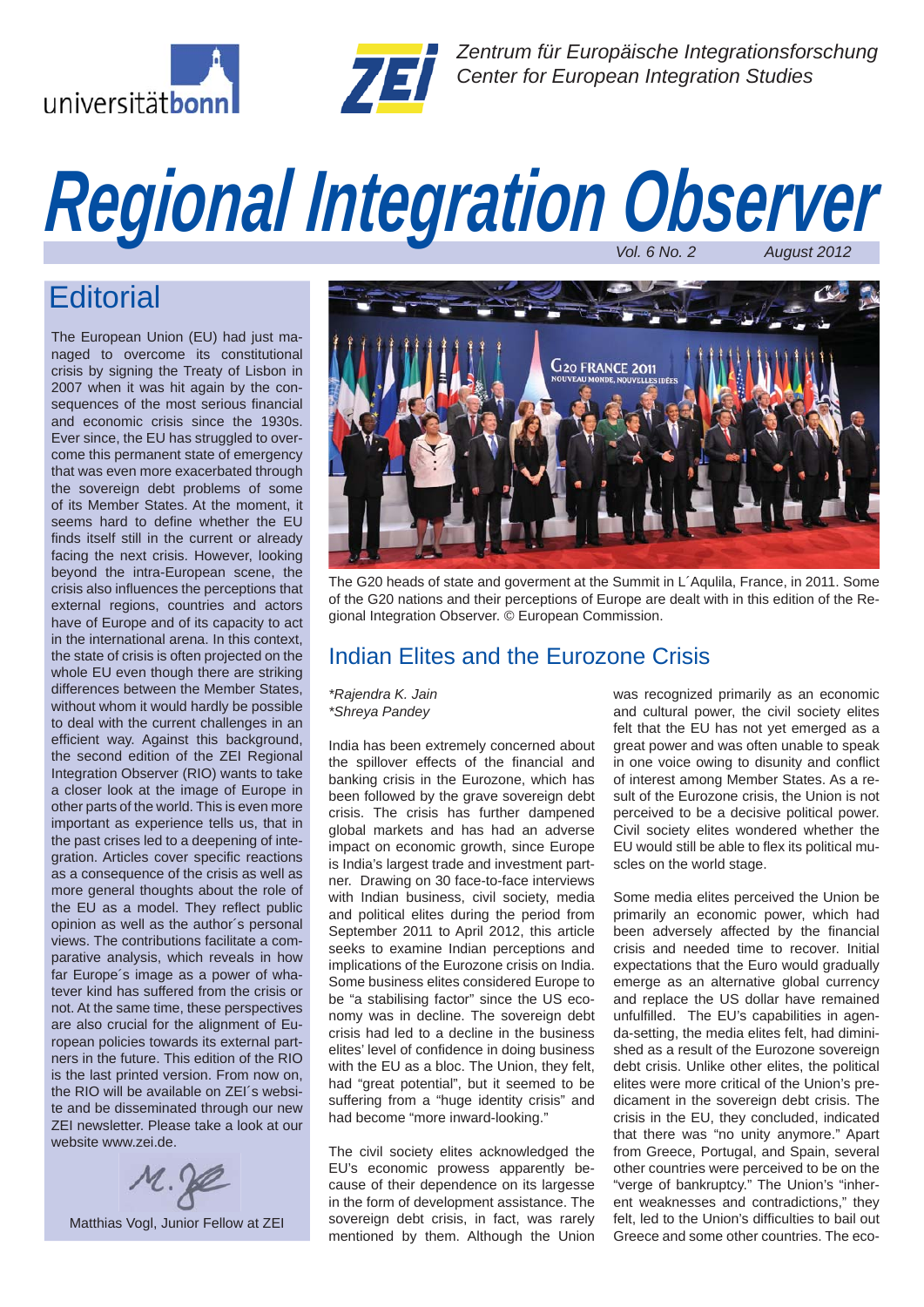Zentrum für Europäische Integrationsforschung
Center for European Integration Studies

# Regional Integration Observer

*Vol. 6 No. 2 August 2012*

## Editorial

The European Union (EU) had just managed to overcome its constitutional crisis by signing the Treaty of Lisbon in 2007 when it was hit again by the consequences of the most serious financial and economic crisis since the 1930s. Ever since, the EU has struggled to overcome this permanent state of emergency that was even more exacerbated through the sovereign debt problems of some of its Member States. At the moment, it seems hard to define whether the EU finds itself still in the current or already facing the next crisis. However, looking beyond the intra-European scene, the crisis also influences the perceptions that external regions, countries and actors have of Europe and of its capacity to act in the international arena. In this context, the state of crisis is often projected on the whole EU even though there are striking differences between the Member States, without whom it would hardly be possible to deal with the current challenges in an efficient way. Against this background, the second edition of the ZEI Regional Integration Observer (RIO) wants to take a closer look at the image of Europe in other parts of the world. This is even more important as experience tells us, that in the past crises led to a deepening of integration. Articles cover specific reactions as a consequence of the crisis as well as more general thoughts about the role of the EU as a model. They reflect public opinion as well as the author´s personal views. The contributions facilitate a comparative analysis, which reveals in how far Europe´s image as a power of whatever kind has suffered from the crisis or not. At the same time, these perspectives are also crucial for the alignment of European policies towards its external partners in the future. This edition of the RIO is the last printed version. From now on, the RIO will be available on ZEI´s website and be disseminated through our new ZEI newsletter. Please take a look at our website www.zei.de.

Matthias Vogl, Junior Fellow at ZEI

The G20 heads of state and goverment at the Summit in L´Aqulila, France, in 2011. Some of the G20 nations and their perceptions of Europe are dealt with in this edition of the Regional Integration Observer. © European Commission.

## Indian Elites and the Eurozone Crisis

*\*Rajendra K. Jain*
*\*Shreya Pandey*

India has been extremely concerned about the spillover effects of the financial and banking crisis in the Eurozone, which has been followed by the grave sovereign debt crisis. The crisis has further dampened global markets and has had an adverse impact on economic growth, since Europe is India's largest trade and investment partner. Drawing on 30 face-to-face interviews with Indian business, civil society, media and political elites during the period from September 2011 to April 2012, this article seeks to examine Indian perceptions and implications of the Eurozone crisis on India. Some business elites considered Europe to be "a stabilising factor" since the US economy was in decline. The sovereign debt crisis had led to a decline in the business elites' level of confidence in doing business with the EU as a bloc. The Union, they felt, had "great potential", but it seemed to be suffering from a "huge identity crisis" and had become "more inward-looking."

The civil society elites acknowledged the EU's economic prowess apparently because of their dependence on its largesse in the form of development assistance. The sovereign debt crisis, in fact, was rarely mentioned by them. Although the Union was recognized primarily as an economic and cultural power, the civil society elites felt that the EU has not yet emerged as a great power and was often unable to speak in one voice owing to disunity and conflict of interest among Member States. As a result of the Eurozone crisis, the Union is not perceived to be a decisive political power. Civil society elites wondered whether the EU would still be able to flex its political muscles on the world stage.

Some media elites perceived the Union be primarily an economic power, which had been adversely affected by the financial crisis and needed time to recover. Initial expectations that the Euro would gradually emerge as an alternative global currency and replace the US dollar have remained unfulfilled. The EU's capabilities in agenda-setting, the media elites felt, had diminished as a result of the Eurozone sovereign debt crisis. Unlike other elites, the political elites were more critical of the Union's predicament in the sovereign debt crisis. The crisis in the EU, they concluded, indicated that there was "no unity anymore." Apart from Greece, Portugal, and Spain, several other countries were perceived to be on the "verge of bankruptcy." The Union's "inherent weaknesses and contradictions," they felt, led to the Union's difficulties to bail out Greece and some other countries. The eco-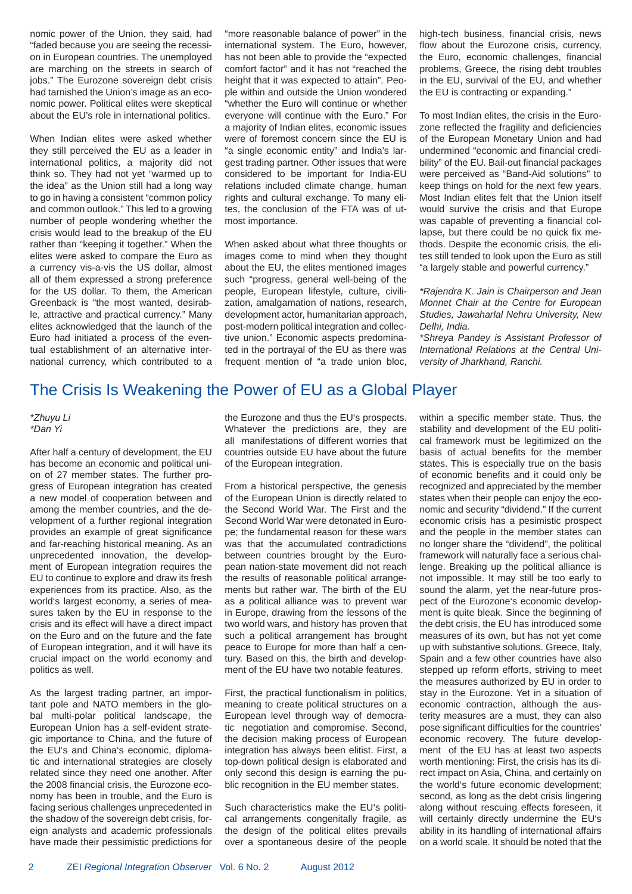nomic power of the Union, they said, had "faded because you are seeing the recession in European countries. The unemployed are marching on the streets in search of jobs." The Eurozone sovereign debt crisis had tarnished the Union's image as an economic power. Political elites were skeptical about the EU's role in international politics.

When Indian elites were asked whether they still perceived the EU as a leader in international politics, a majority did not think so. They had not yet "warmed up to the idea" as the Union still had a long way to go in having a consistent "common policy and common outlook." This led to a growing number of people wondering whether the crisis would lead to the breakup of the EU rather than "keeping it together." When the elites were asked to compare the Euro as a currency vis-a-vis the US dollar, almost all of them expressed a strong preference for the US dollar. To them, the American Greenback is "the most wanted, desirable, attractive and practical currency." Many elites acknowledged that the launch of the Euro had initiated a process of the eventual establishment of an alternative international currency, which contributed to a "more reasonable balance of power" in the international system. The Euro, however, has not been able to provide the "expected comfort factor" and it has not "reached the height that it was expected to attain". People within and outside the Union wondered "whether the Euro will continue or whether everyone will continue with the Euro." For a majority of Indian elites, economic issues were of foremost concern since the EU is "a single economic entity" and India's largest trading partner. Other issues that were considered to be important for India-EU relations included climate change, human rights and cultural exchange. To many elites, the conclusion of the FTA was of utmost importance.

When asked about what three thoughts or images come to mind when they thought about the EU, the elites mentioned images such "progress, general well-being of the people, European lifestyle, culture, civilization, amalgamation of nations, research, development actor, humanitarian approach, post-modern political integration and collective union." Economic aspects predominated in the portrayal of the EU as there was frequent mention of "a trade union bloc, high-tech business, financial crisis, news flow about the Eurozone crisis, currency, the Euro, economic challenges, financial problems, Greece, the rising debt troubles in the EU, survival of the EU, and whether the EU is contracting or expanding."

To most Indian elites, the crisis in the Eurozone reflected the fragility and deficiencies of the European Monetary Union and had undermined "economic and financial credibility" of the EU. Bail-out financial packages were perceived as "Band-Aid solutions" to keep things on hold for the next few years. Most Indian elites felt that the Union itself would survive the crisis and that Europe was capable of preventing a financial collapse, but there could be no quick fix methods. Despite the economic crisis, the elites still tended to look upon the Euro as still "a largely stable and powerful currency."

*\*Rajendra K. Jain is Chairperson and Jean Monnet Chair at the Centre for European Studies, Jawaharlal Nehru University, New Delhi, India.*

*\*Shreya Pandey is Assistant Professor of International Relations at the Central University of Jharkhand, Ranchi.*

## The Crisis Is Weakening the Power of EU as a Global Player

*\*Zhuyu Li*
*\*Dan Yi*

After half a century of development, the EU has become an economic and political union of 27 member states. The further progress of European integration has created a new model of cooperation between and among the member countries, and the development of a further regional integration provides an example of great significance and far-reaching historical meaning. As an unprecedented innovation, the development of European integration requires the EU to continue to explore and draw its fresh experiences from its practice. Also, as the world's largest economy, a series of measures taken by the EU in response to the crisis and its effect will have a direct impact on the Euro and on the future and the fate of European integration, and it will have its crucial impact on the world economy and politics as well.

As the largest trading partner, an important pole and NATO members in the global multi-polar political landscape, the European Union has a self-evident strategic importance to China, and the future of the EU's and China's economic, diplomatic and international strategies are closely related since they need one another. After the 2008 financial crisis, the Eurozone economy has been in trouble, and the Euro is facing serious challenges unprecedented in the shadow of the sovereign debt crisis, foreign analysts and academic professionals have made their pessimistic predictions for the Eurozone and thus the EU's prospects. Whatever the predictions are, they are all manifestations of different worries that countries outside EU have about the future of the European integration.

From a historical perspective, the genesis of the European Union is directly related to the Second World War. The First and the Second World War were detonated in Europe; the fundamental reason for these wars was that the accumulated contradictions between countries brought by the European nation-state movement did not reach the results of reasonable political arrangements but rather war. The birth of the EU as a political alliance was to prevent war in Europe, drawing from the lessons of the two world wars, and history has proven that such a political arrangement has brought peace to Europe for more than half a century. Based on this, the birth and development of the EU have two notable features.

First, the practical functionalism in politics, meaning to create political structures on a European level through way of democratic negotiation and compromise. Second, the decision making process of European integration has always been elitist. First, a top-down political design is elaborated and only second this design is earning the public recognition in the EU member states.

Such characteristics make the EU's political arrangements congenitally fragile, as the design of the political elites prevails over a spontaneous desire of the people within a specific member state. Thus, the stability and development of the EU political framework must be legitimized on the basis of actual benefits for the member states. This is especially true on the basis of economic benefits and it could only be recognized and appreciated by the member states when their people can enjoy the economic and security "dividend." If the current economic crisis has a pesimistic prospect and the people in the member states can no longer share the "dividend", the political framework will naturally face a serious challenge. Breaking up the political alliance is not impossible. It may still be too early to sound the alarm, yet the near-future prospect of the Eurozone's economic development is quite bleak. Since the beginning of the debt crisis, the EU has introduced some measures of its own, but has not yet come up with substantive solutions. Greece, Italy, Spain and a few other countries have also stepped up reform efforts, striving to meet the measures authorized by EU in order to stay in the Eurozone. Yet in a situation of economic contraction, although the austerity measures are a must, they can also pose significant difficulties for the countries' economic recovery. The future development of the EU has at least two aspects worth mentioning: First, the crisis has its direct impact on Asia, China, and certainly on the world's future economic development; second, as long as the debt crisis lingering along without rescuing effects foreseen, it will certainly directly undermine the EU's ability in its handling of international affairs on a world scale. It should be noted that the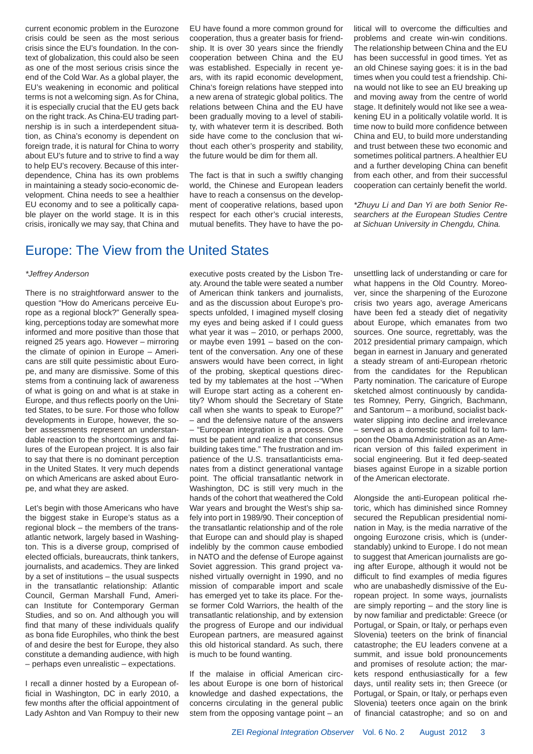current economic problem in the Eurozone crisis could be seen as the most serious crisis since the EU's foundation. In the context of globalization, this could also be seen as one of the most serious crisis since the end of the Cold War. As a global player, the EU's weakening in economic and political terms is not a welcoming sign. As for China, it is especially crucial that the EU gets back on the right track. As China-EU trading partnership is in such a interdependent situation, as China's economy is dependent on foreign trade, it is natural for China to worry about EU's future and to strive to find a way to help EU's recovery. Because of this interdependence, China has its own problems in maintaining a steady socio-economic development. China needs to see a healthier EU economy and to see a politically capable player on the world stage. It is in this crisis, ironically we may say, that China and EU have found a more common ground for cooperation, thus a greater basis for friendship. It is over 30 years since the friendly cooperation between China and the EU was established. Especially in recent years, with its rapid economic development, China's foreign relations have stepped into a new arena of strategic global politics. The relations between China and the EU have been gradually moving to a level of stability, with whatever term it is described. Both side have come to the conclusion that without each other's prosperity and stability, the future would be dim for them all.

The fact is that in such a swiftly changing world, the Chinese and European leaders have to reach a consensus on the development of cooperative relations, based upon respect for each other's crucial interests, mutual benefits. They have to have the political will to overcome the difficulties and problems and create win-win conditions. The relationship between China and the EU has been successful in good times. Yet as an old Chinese saying goes: it is in the bad times when you could test a friendship. China would not like to see an EU breaking up and moving away from the centre of world stage. It definitely would not like see a weakening EU in a politically volatile world. It is time now to build more confidence between China and EU, to build more understanding and trust between these two economic and sometimes political partners. A healthier EU and a further developing China can benefit from each other, and from their successful cooperation can certainly benefit the world.

*\*Zhuyu Li and Dan Yi are both Senior Researchers at the European Studies Centre at Sichuan University in Chengdu, China.*

# Europe: The View from the United States

*\*Jeffrey Anderson*

There is no straightforward answer to the question "How do Americans perceive Europe as a regional block?" Generally speaking, perceptions today are somewhat more informed and more positive than those that reigned 25 years ago. However – mirroring the climate of opinion in Europe – Americans are still quite pessimistic about Europe, and many are dismissive. Some of this stems from a continuing lack of awareness of what is going on and what is at stake in Europe, and thus reflects poorly on the United States, to be sure. For those who follow developments in Europe, however, the sober assessments represent an understandable reaction to the shortcomings and failures of the European project. It is also fair to say that there is no dominant perception in the United States. It very much depends on which Americans are asked about Europe, and what they are asked.

Let's begin with those Americans who have the biggest stake in Europe's status as a regional block – the members of the transatlantic network, largely based in Washington. This is a diverse group, comprised of elected officials, bureaucrats, think tankers, journalists, and academics. They are linked by a set of institutions – the usual suspects in the transatlantic relationship: Atlantic Council, German Marshall Fund, American Institute for Contemporary German Studies, and so on. And although you will find that many of these individuals qualify as bona fide Europhiles, who think the best of and desire the best for Europe, they also constitute a demanding audience, with high – perhaps even unrealistic – expectations.

I recall a dinner hosted by a European official in Washington, DC in early 2010, a few months after the official appointment of Lady Ashton and Van Rompuy to their new executive posts created by the Lisbon Treaty. Around the table were seated a number of American think tankers and journalists, and as the discussion about Europe's prospects unfolded, I imagined myself closing my eyes and being asked if I could guess what year it was – 2010, or perhaps 2000, or maybe even 1991 – based on the content of the conversation. Any one of these answers would have been correct, in light of the probing, skeptical questions directed by my tablemates at the host --"When will Europe start acting as a coherent entity? Whom should the Secretary of State call when she wants to speak to Europe?" – and the defensive nature of the answers – "European integration is a process. One must be patient and realize that consensus building takes time." The frustration and impatience of the U.S. transatlanticists emanates from a distinct generational vantage point. The official transatlantic network in Washington, DC is still very much in the hands of the cohort that weathered the Cold War years and brought the West's ship safely into port in 1989/90. Their conception of the transatlantic relationship and of the role that Europe can and should play is shaped indelibly by the common cause embodied in NATO and the defense of Europe against Soviet aggression. This grand project vanished virtually overnight in 1990, and no mission of comparable import and scale has emerged yet to take its place. For these former Cold Warriors, the health of the transatlantic relationship, and by extension the progress of Europe and our individual European partners, are measured against this old historical standard. As such, there is much to be found wanting.

If the malaise in official American circles about Europe is one born of historical knowledge and dashed expectations, the concerns circulating in the general public stem from the opposing vantage point – an unsettling lack of understanding or care for what happens in the Old Country. Moreover, since the sharpening of the Eurozone crisis two years ago, average Americans have been fed a steady diet of negativity about Europe, which emanates from two sources. One source, regrettably, was the 2012 presidential primary campaign, which began in earnest in January and generated a steady stream of anti-European rhetoric from the candidates for the Republican Party nomination. The caricature of Europe sketched almost continuously by candidates Romney, Perry, Gingrich, Bachmann, and Santorum – a moribund, socialist backwater slipping into decline and irrelevance – served as a domestic political foil to lampoon the Obama Administration as an American version of this failed experiment in social engineering. But it fed deep-seated biases against Europe in a sizable portion of the American electorate.

Alongside the anti-European political rhetoric, which has diminished since Romney secured the Republican presidential nomination in May, is the media narrative of the ongoing Eurozone crisis, which is (understandably) unkind to Europe. I do not mean to suggest that American journalists are going after Europe, although it would not be difficult to find examples of media figures who are unabashedly dismissive of the European project. In some ways, journalists are simply reporting – and the story line is by now familiar and predictable: Greece (or Portugal, or Spain, or Italy, or perhaps even Slovenia) teeters on the brink of financial catastrophe; the EU leaders convene at a summit, and issue bold pronouncements and promises of resolute action; the markets respond enthusiastically for a few days, until reality sets in; then Greece (or Portugal, or Spain, or Italy, or perhaps even Slovenia) teeters once again on the brink of financial catastrophe; and so on and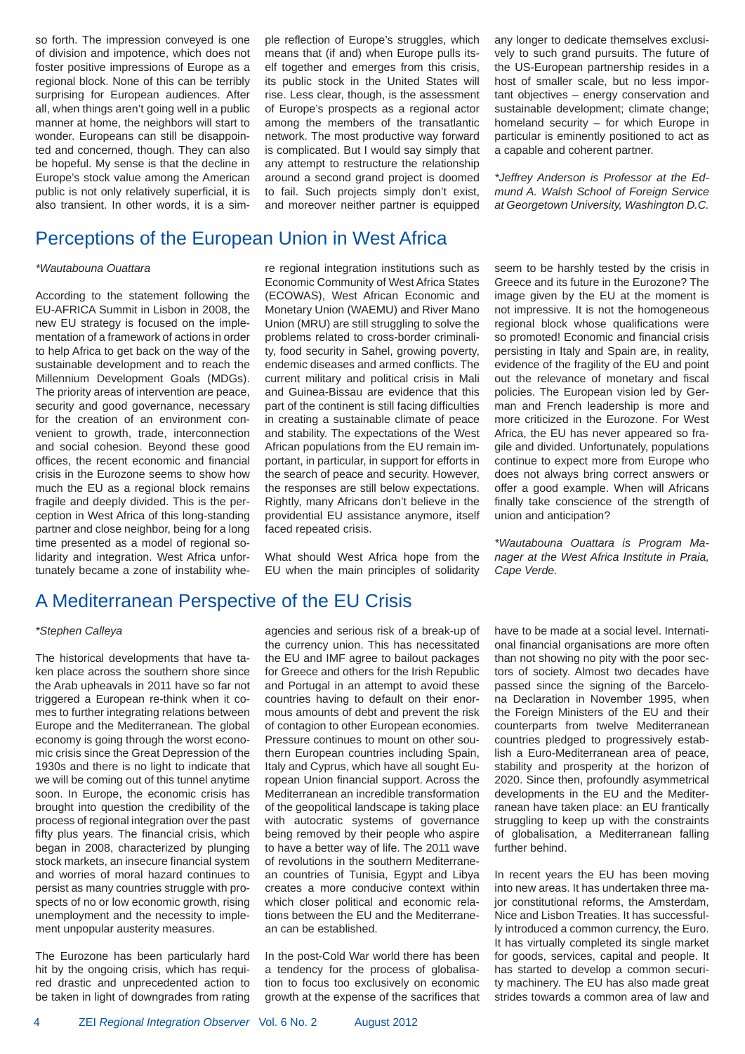so forth. The impression conveyed is one of division and impotence, which does not foster positive impressions of Europe as a regional block. None of this can be terribly surprising for European audiences. After all, when things aren't going well in a public manner at home, the neighbors will start to wonder. Europeans can still be disappointed and concerned, though. They can also be hopeful. My sense is that the decline in Europe's stock value among the American public is not only relatively superficial, it is also transient. In other words, it is a simple reflection of Europe's struggles, which means that (if and) when Europe pulls itself together and emerges from this crisis, its public stock in the United States will rise. Less clear, though, is the assessment of Europe's prospects as a regional actor among the members of the transatlantic network. The most productive way forward is complicated. But I would say simply that any attempt to restructure the relationship around a second grand project is doomed to fail. Such projects simply don't exist, and moreover neither partner is equipped any longer to dedicate themselves exclusively to such grand pursuits. The future of the US-European partnership resides in a host of smaller scale, but no less important objectives – energy conservation and sustainable development; climate change; homeland security – for which Europe in particular is eminently positioned to act as a capable and coherent partner.

*\*Jeffrey Anderson is Professor at the Edmund A. Walsh School of Foreign Service at Georgetown University, Washington D.C.*

## Perceptions of the European Union in West Africa

*\*Wautabouna Ouattara*

According to the statement following the EU-AFRICA Summit in Lisbon in 2008, the new EU strategy is focused on the implementation of a framework of actions in order to help Africa to get back on the way of the sustainable development and to reach the Millennium Development Goals (MDGs). The priority areas of intervention are peace, security and good governance, necessary for the creation of an environment convenient to growth, trade, interconnection and social cohesion. Beyond these good offices, the recent economic and financial crisis in the Eurozone seems to show how much the EU as a regional block remains fragile and deeply divided. This is the perception in West Africa of this long-standing partner and close neighbor, being for a long time presented as a model of regional solidarity and integration. West Africa unfortunately became a zone of instability where regional integration institutions such as Economic Community of West Africa States (ECOWAS), West African Economic and Monetary Union (WAEMU) and River Mano Union (MRU) are still struggling to solve the problems related to cross-border criminality, food security in Sahel, growing poverty, endemic diseases and armed conflicts. The current military and political crisis in Mali and Guinea-Bissau are evidence that this part of the continent is still facing difficulties in creating a sustainable climate of peace and stability. The expectations of the West African populations from the EU remain important, in particular, in support for efforts in the search of peace and security. However, the responses are still below expectations. Rightly, many Africans don't believe in the providential EU assistance anymore, itself faced repeated crisis.

What should West Africa hope from the EU when the main principles of solidarity seem to be harshly tested by the crisis in Greece and its future in the Eurozone? The image given by the EU at the moment is not impressive. It is not the homogeneous regional block whose qualifications were so promoted! Economic and financial crisis persisting in Italy and Spain are, in reality, evidence of the fragility of the EU and point out the relevance of monetary and fiscal policies. The European vision led by German and French leadership is more and more criticized in the Eurozone. For West Africa, the EU has never appeared so fragile and divided. Unfortunately, populations continue to expect more from Europe who does not always bring correct answers or offer a good example. When will Africans finally take conscience of the strength of union and anticipation?

*\*Wautabouna Ouattara is Program Manager at the West Africa Institute in Praia, Cape Verde.*

## A Mediterranean Perspective of the EU Crisis

*\*Stephen Calleya*

The historical developments that have taken place across the southern shore since the Arab upheavals in 2011 have so far not triggered a European re-think when it comes to further integrating relations between Europe and the Mediterranean. The global economy is going through the worst economic crisis since the Great Depression of the 1930s and there is no light to indicate that we will be coming out of this tunnel anytime soon. In Europe, the economic crisis has brought into question the credibility of the process of regional integration over the past fifty plus years. The financial crisis, which began in 2008, characterized by plunging stock markets, an insecure financial system and worries of moral hazard continues to persist as many countries struggle with prospects of no or low economic growth, rising unemployment and the necessity to implement unpopular austerity measures.

The Eurozone has been particularly hard hit by the ongoing crisis, which has required drastic and unprecedented action to be taken in light of downgrades from rating agencies and serious risk of a break-up of the currency union. This has necessitated the EU and IMF agree to bailout packages for Greece and others for the Irish Republic and Portugal in an attempt to avoid these countries having to default on their enormous amounts of debt and prevent the risk of contagion to other European economies. Pressure continues to mount on other southern European countries including Spain, Italy and Cyprus, which have all sought European Union financial support. Across the Mediterranean an incredible transformation of the geopolitical landscape is taking place with autocratic systems of governance being removed by their people who aspire to have a better way of life. The 2011 wave of revolutions in the southern Mediterranean countries of Tunisia, Egypt and Libya creates a more conducive context within which closer political and economic relations between the EU and the Mediterranean can be established.

In the post-Cold War world there has been a tendency for the process of globalisation to focus too exclusively on economic growth at the expense of the sacrifices that have to be made at a social level. International financial organisations are more often than not showing no pity with the poor sectors of society. Almost two decades have passed since the signing of the Barcelona Declaration in November 1995, when the Foreign Ministers of the EU and their counterparts from twelve Mediterranean countries pledged to progressively establish a Euro-Mediterranean area of peace, stability and prosperity at the horizon of 2020. Since then, profoundly asymmetrical developments in the EU and the Mediterranean have taken place: an EU frantically struggling to keep up with the constraints of globalisation, a Mediterranean falling further behind.

In recent years the EU has been moving into new areas. It has undertaken three major constitutional reforms, the Amsterdam, Nice and Lisbon Treaties. It has successfully introduced a common currency, the Euro. It has virtually completed its single market for goods, services, capital and people. It has started to develop a common security machinery. The EU has also made great strides towards a common area of law and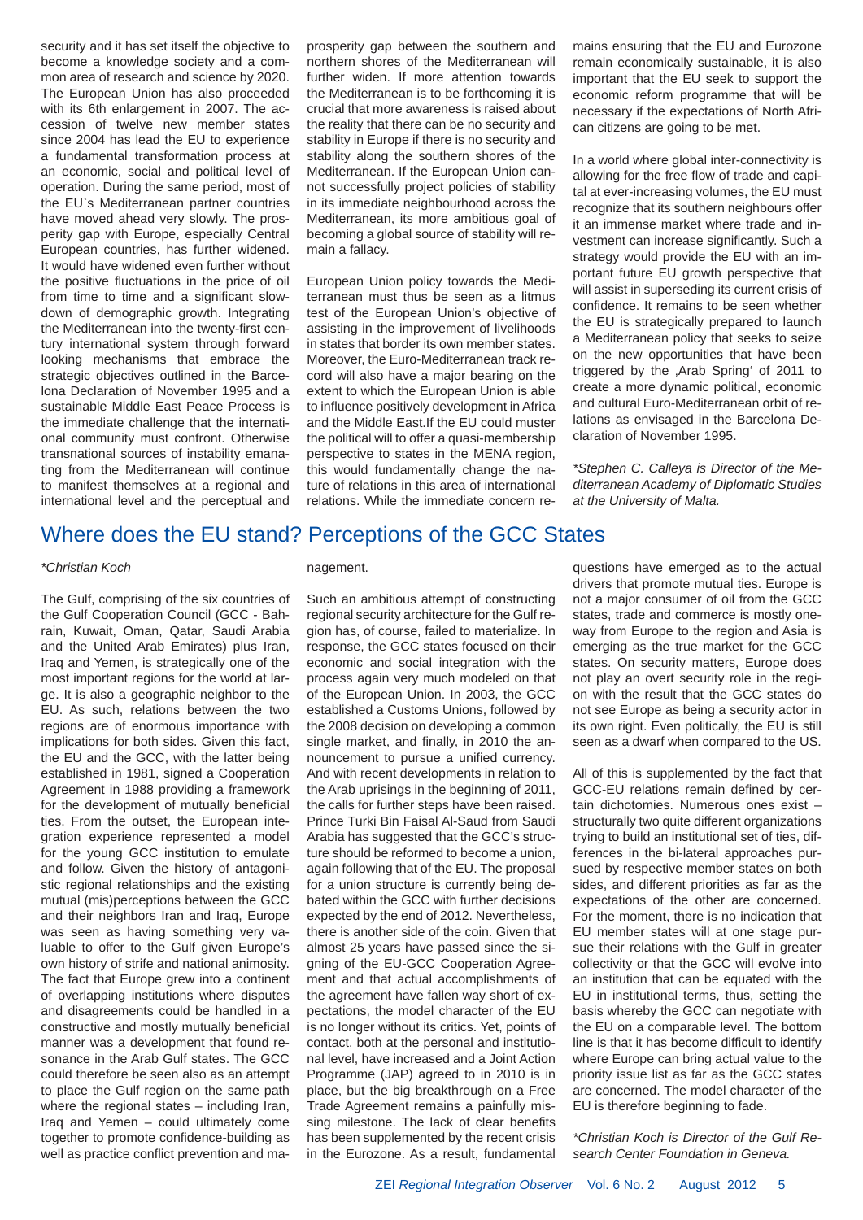security and it has set itself the objective to become a knowledge society and a common area of research and science by 2020. The European Union has also proceeded with its 6th enlargement in 2007. The accession of twelve new member states since 2004 has lead the EU to experience a fundamental transformation process at an economic, social and political level of operation. During the same period, most of the EU`s Mediterranean partner countries have moved ahead very slowly. The prosperity gap with Europe, especially Central European countries, has further widened. It would have widened even further without the positive fluctuations in the price of oil from time to time and a significant slowdown of demographic growth. Integrating the Mediterranean into the twenty-first century international system through forward looking mechanisms that embrace the strategic objectives outlined in the Barcelona Declaration of November 1995 and a sustainable Middle East Peace Process is the immediate challenge that the international community must confront. Otherwise transnational sources of instability emanating from the Mediterranean will continue to manifest themselves at a regional and international level and the perceptual and prosperity gap between the southern and northern shores of the Mediterranean will further widen. If more attention towards the Mediterranean is to be forthcoming it is crucial that more awareness is raised about the reality that there can be no security and stability in Europe if there is no security and stability along the southern shores of the Mediterranean. If the European Union cannot successfully project policies of stability in its immediate neighbourhood across the Mediterranean, its more ambitious goal of becoming a global source of stability will remain a fallacy.

European Union policy towards the Mediterranean must thus be seen as a litmus test of the European Union's objective of assisting in the improvement of livelihoods in states that border its own member states. Moreover, the Euro-Mediterranean track record will also have a major bearing on the extent to which the European Union is able to influence positively development in Africa and the Middle East.If the EU could muster the political will to offer a quasi-membership perspective to states in the MENA region, this would fundamentally change the nature of relations in this area of international relations. While the immediate concern remains ensuring that the EU and Eurozone remain economically sustainable, it is also important that the EU seek to support the economic reform programme that will be necessary if the expectations of North African citizens are going to be met.

In a world where global inter-connectivity is allowing for the free flow of trade and capital at ever-increasing volumes, the EU must recognize that its southern neighbours offer it an immense market where trade and investment can increase significantly. Such a strategy would provide the EU with an important future EU growth perspective that will assist in superseding its current crisis of confidence. It remains to be seen whether the EU is strategically prepared to launch a Mediterranean policy that seeks to seize on the new opportunities that have been triggered by the ‚Arab Spring' of 2011 to create a more dynamic political, economic and cultural Euro-Mediterranean orbit of relations as envisaged in the Barcelona Declaration of November 1995.

*\*Stephen C. Calleya is Director of the Mediterranean Academy of Diplomatic Studies at the University of Malta.*

## Where does the EU stand? Perceptions of the GCC States

*\*Christian Koch*

The Gulf, comprising of the six countries of the Gulf Cooperation Council (GCC - Bahrain, Kuwait, Oman, Qatar, Saudi Arabia and the United Arab Emirates) plus Iran, Iraq and Yemen, is strategically one of the most important regions for the world at large. It is also a geographic neighbor to the EU. As such, relations between the two regions are of enormous importance with implications for both sides. Given this fact, the EU and the GCC, with the latter being established in 1981, signed a Cooperation Agreement in 1988 providing a framework for the development of mutually beneficial ties. From the outset, the European integration experience represented a model for the young GCC institution to emulate and follow. Given the history of antagonistic regional relationships and the existing mutual (mis)perceptions between the GCC and their neighbors Iran and Iraq, Europe was seen as having something very valuable to offer to the Gulf given Europe's own history of strife and national animosity. The fact that Europe grew into a continent of overlapping institutions where disputes and disagreements could be handled in a constructive and mostly mutually beneficial manner was a development that found resonance in the Arab Gulf states. The GCC could therefore be seen also as an attempt to place the Gulf region on the same path where the regional states – including Iran, Iraq and Yemen – could ultimately come together to promote confidence-building as well as practice conflict prevention and management.

Such an ambitious attempt of constructing regional security architecture for the Gulf region has, of course, failed to materialize. In response, the GCC states focused on their economic and social integration with the process again very much modeled on that of the European Union. In 2003, the GCC established a Customs Unions, followed by the 2008 decision on developing a common single market, and finally, in 2010 the announcement to pursue a unified currency. And with recent developments in relation to the Arab uprisings in the beginning of 2011, the calls for further steps have been raised. Prince Turki Bin Faisal Al-Saud from Saudi Arabia has suggested that the GCC's structure should be reformed to become a union, again following that of the EU. The proposal for a union structure is currently being debated within the GCC with further decisions expected by the end of 2012. Nevertheless, there is another side of the coin. Given that almost 25 years have passed since the signing of the EU-GCC Cooperation Agreement and that actual accomplishments of the agreement have fallen way short of expectations, the model character of the EU is no longer without its critics. Yet, points of contact, both at the personal and institutional level, have increased and a Joint Action Programme (JAP) agreed to in 2010 is in place, but the big breakthrough on a Free Trade Agreement remains a painfully missing milestone. The lack of clear benefits has been supplemented by the recent crisis in the Eurozone. As a result, fundamental questions have emerged as to the actual drivers that promote mutual ties. Europe is not a major consumer of oil from the GCC states, trade and commerce is mostly one-way from Europe to the region and Asia is emerging as the true market for the GCC states. On security matters, Europe does not play an overt security role in the region with the result that the GCC states do not see Europe as being a security actor in its own right. Even politically, the EU is still seen as a dwarf when compared to the US.

All of this is supplemented by the fact that GCC-EU relations remain defined by certain dichotomies. Numerous ones exist – structurally two quite different organizations trying to build an institutional set of ties, differences in the bi-lateral approaches pursued by respective member states on both sides, and different priorities as far as the expectations of the other are concerned. For the moment, there is no indication that EU member states will at one stage pursue their relations with the Gulf in greater collectivity or that the GCC will evolve into an institution that can be equated with the EU in institutional terms, thus, setting the basis whereby the GCC can negotiate with the EU on a comparable level. The bottom line is that it has become difficult to identify where Europe can bring actual value to the priority issue list as far as the GCC states are concerned. The model character of the EU is therefore beginning to fade.

*\*Christian Koch is Director of the Gulf Research Center Foundation in Geneva.*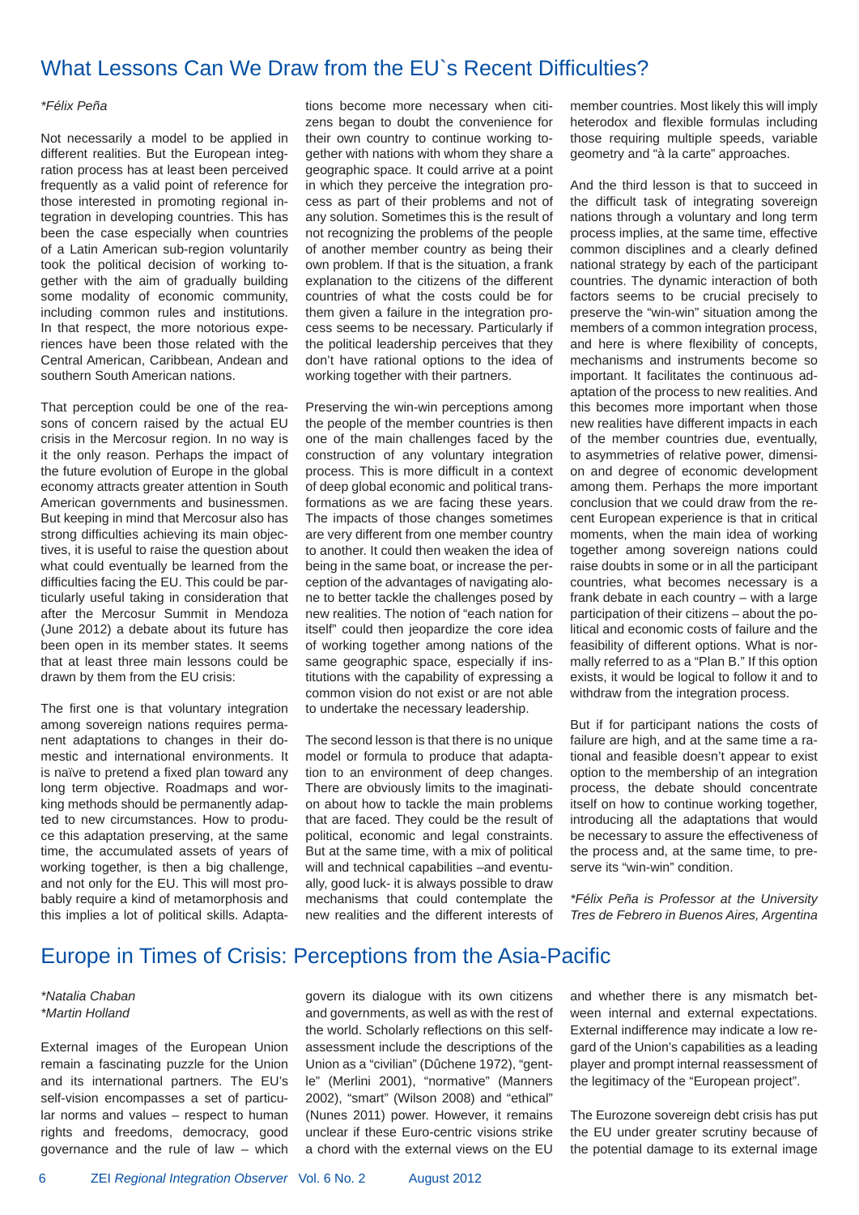## What Lessons Can We Draw from the EU`s Recent Difficulties?

*\*Félix Peña*

Not necessarily a model to be applied in different realities. But the European integration process has at least been perceived frequently as a valid point of reference for those interested in promoting regional integration in developing countries. This has been the case especially when countries of a Latin American sub-region voluntarily took the political decision of working together with the aim of gradually building some modality of economic community, including common rules and institutions. In that respect, the more notorious experiences have been those related with the Central American, Caribbean, Andean and southern South American nations.

That perception could be one of the reasons of concern raised by the actual EU crisis in the Mercosur region. In no way is it the only reason. Perhaps the impact of the future evolution of Europe in the global economy attracts greater attention in South American governments and businessmen. But keeping in mind that Mercosur also has strong difficulties achieving its main objectives, it is useful to raise the question about what could eventually be learned from the difficulties facing the EU. This could be particularly useful taking in consideration that after the Mercosur Summit in Mendoza (June 2012) a debate about its future has been open in its member states. It seems that at least three main lessons could be drawn by them from the EU crisis:

The first one is that voluntary integration among sovereign nations requires permanent adaptations to changes in their domestic and international environments. It is naïve to pretend a fixed plan toward any long term objective. Roadmaps and working methods should be permanently adapted to new circumstances. How to produce this adaptation preserving, at the same time, the accumulated assets of years of working together, is then a big challenge, and not only for the EU. This will most probably require a kind of metamorphosis and this implies a lot of political skills. Adaptations become more necessary when citizens began to doubt the convenience for their own country to continue working together with nations with whom they share a geographic space. It could arrive at a point in which they perceive the integration process as part of their problems and not of any solution. Sometimes this is the result of not recognizing the problems of the people of another member country as being their own problem. If that is the situation, a frank explanation to the citizens of the different countries of what the costs could be for them given a failure in the integration process seems to be necessary. Particularly if the political leadership perceives that they don't have rational options to the idea of working together with their partners.

Preserving the win-win perceptions among the people of the member countries is then one of the main challenges faced by the construction of any voluntary integration process. This is more difficult in a context of deep global economic and political transformations as we are facing these years. The impacts of those changes sometimes are very different from one member country to another. It could then weaken the idea of being in the same boat, or increase the perception of the advantages of navigating alone to better tackle the challenges posed by new realities. The notion of "each nation for itself" could then jeopardize the core idea of working together among nations of the same geographic space, especially if institutions with the capability of expressing a common vision do not exist or are not able to undertake the necessary leadership.

The second lesson is that there is no unique model or formula to produce that adaptation to an environment of deep changes. There are obviously limits to the imagination about how to tackle the main problems that are faced. They could be the result of political, economic and legal constraints. But at the same time, with a mix of political will and technical capabilities –and eventually, good luck- it is always possible to draw mechanisms that could contemplate the new realities and the different interests of member countries. Most likely this will imply heterodox and flexible formulas including those requiring multiple speeds, variable geometry and "à la carte" approaches.

And the third lesson is that to succeed in the difficult task of integrating sovereign nations through a voluntary and long term process implies, at the same time, effective common disciplines and a clearly defined national strategy by each of the participant countries. The dynamic interaction of both factors seems to be crucial precisely to preserve the "win-win" situation among the members of a common integration process, and here is where flexibility of concepts, mechanisms and instruments become so important. It facilitates the continuous adaptation of the process to new realities. And this becomes more important when those new realities have different impacts in each of the member countries due, eventually, to asymmetries of relative power, dimension and degree of economic development among them. Perhaps the more important conclusion that we could draw from the recent European experience is that in critical moments, when the main idea of working together among sovereign nations could raise doubts in some or in all the participant countries, what becomes necessary is a frank debate in each country – with a large participation of their citizens – about the political and economic costs of failure and the feasibility of different options. What is normally referred to as a "Plan B." If this option exists, it would be logical to follow it and to withdraw from the integration process.

But if for participant nations the costs of failure are high, and at the same time a rational and feasible doesn't appear to exist option to the membership of an integration process, the debate should concentrate itself on how to continue working together, introducing all the adaptations that would be necessary to assure the effectiveness of the process and, at the same time, to preserve its "win-win" condition.

*\*Félix Peña is Professor at the University Tres de Febrero in Buenos Aires, Argentina*

## Europe in Times of Crisis: Perceptions from the Asia-Pacific

*\*Natalia Chaban*
*\*Martin Holland*

External images of the European Union remain a fascinating puzzle for the Union and its international partners. The EU's self-vision encompasses a set of particular norms and values – respect to human rights and freedoms, democracy, good governance and the rule of law – which govern its dialogue with its own citizens and governments, as well as with the rest of the world. Scholarly reflections on this self-assessment include the descriptions of the Union as a "civilian" (Dûchene 1972), "gentle" (Merlini 2001), "normative" (Manners 2002), "smart" (Wilson 2008) and "ethical" (Nunes 2011) power. However, it remains unclear if these Euro-centric visions strike a chord with the external views on the EU and whether there is any mismatch between internal and external expectations. External indifference may indicate a low regard of the Union's capabilities as a leading player and prompt internal reassessment of the legitimacy of the "European project".

The Eurozone sovereign debt crisis has put the EU under greater scrutiny because of the potential damage to its external image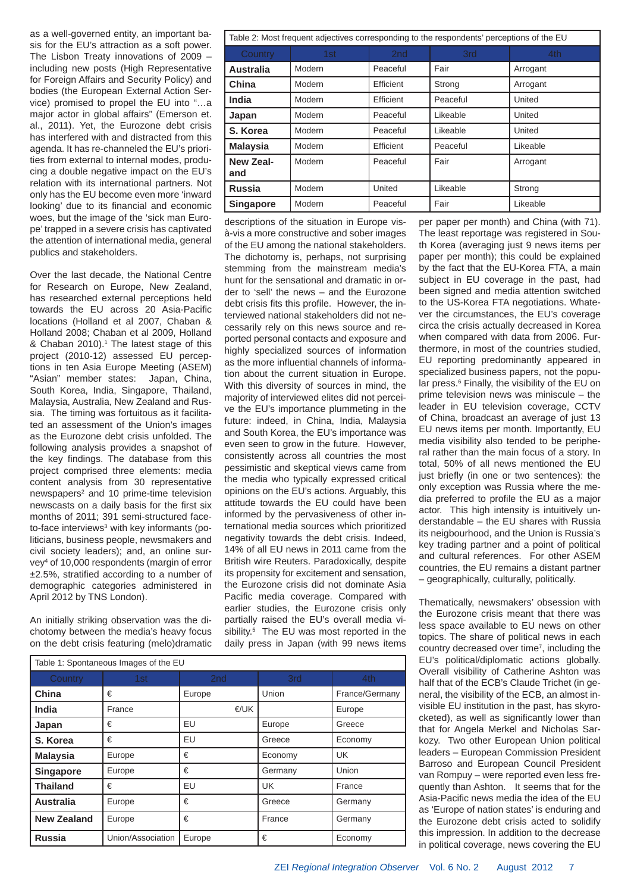as a well-governed entity, an important basis for the EU's attraction as a soft power. The Lisbon Treaty innovations of 2009 – including new posts (High Representative for Foreign Affairs and Security Policy) and bodies (the European External Action Service) promised to propel the EU into "...a major actor in global affairs" (Emerson et. al., 2011). Yet, the Eurozone debt crisis has interfered with and distracted from this agenda. It has re-channeled the EU's priorities from external to internal modes, producing a double negative impact on the EU's relation with its international partners. Not only has the EU become even more 'inward looking' due to its financial and economic woes, but the image of the 'sick man Europe' trapped in a severe crisis has captivated the attention of international media, general publics and stakeholders.

Over the last decade, the National Centre for Research on Europe, New Zealand, has researched external perceptions held towards the EU across 20 Asia-Pacific locations (Holland et al 2007, Chaban & Holland 2008; Chaban et al 2009, Holland & Chaban 2010).[1] The latest stage of this project (2010-12) assessed EU perceptions in ten Asia Europe Meeting (ASEM) "Asian" member states: Japan, China, South Korea, India, Singapore, Thailand, Malaysia, Australia, New Zealand and Russia. The timing was fortuitous as it facilitated an assessment of the Union's images as the Eurozone debt crisis unfolded. The following analysis provides a snapshot of the key findings. The database from this project comprised three elements: media content analysis from 30 representative newspapers[2] and 10 prime-time television newscasts on a daily basis for the first six months of 2011; 391 semi-structured face-to-face interviews[3] with key informants (politicians, business people, newsmakers and civil society leaders); and, an online survey[4] of 10,000 respondents (margin of error ±2.5%, stratified according to a number of demographic categories administered in April 2012 by TNS London).

An initially striking observation was the dichotomy between the media's heavy focus on the debt crisis featuring (melo)dramatic descriptions of the situation in Europe vis-à-vis a more constructive and sober images of the EU among the national stakeholders. The dichotomy is, perhaps, not surprising stemming from the mainstream media's hunt for the sensational and dramatic in order to 'sell' the news – and the Eurozone debt crisis fits this profile. However, the interviewed national stakeholders did not necessarily rely on this news source and reported personal contacts and exposure and highly specialized sources of information as the more influential channels of information about the current situation in Europe. With this diversity of sources in mind, the majority of interviewed elites did not perceive the EU's importance plummeting in the future: indeed, in China, India, Malaysia and South Korea, the EU's importance was even seen to grow in the future. However, consistently across all countries the most pessimistic and skeptical views came from the media who typically expressed critical opinions on the EU's actions. Arguably, this attitude towards the EU could have been informed by the pervasiveness of other international media sources which prioritized negativity towards the debt crisis. Indeed, 14% of all EU news in 2011 came from the British wire Reuters. Paradoxically, despite its propensity for excitement and sensation, the Eurozone crisis did not dominate Asia Pacific media coverage. Compared with earlier studies, the Eurozone crisis only partially raised the EU's overall media visibility.[5] The EU was most reported in the daily press in Japan (with 99 news items per paper per month) and China (with 71). The least reportage was registered in South Korea (averaging just 9 news items per paper per month); this could be explained by the fact that the EU-Korea FTA, a main subject in EU coverage in the past, had been signed and media attention switched to the US-Korea FTA negotiations. Whatever the circumstances, the EU's coverage circa the crisis actually decreased in Korea when compared with data from 2006. Furthermore, in most of the countries studied, EU reporting predominantly appeared in specialized business papers, not the popular press.[6] Finally, the visibility of the EU on prime television news was miniscule – the leader in EU television coverage, CCTV of China, broadcast an average of just 13 EU news items per month. Importantly, EU media visibility also tended to be peripheral rather than the main focus of a story. In total, 50% of all news mentioned the EU just briefly (in one or two sentences): the only exception was Russia where the media preferred to profile the EU as a major actor. This high intensity is intuitively understandable – the EU shares with Russia its neigbourhood, and the Union is Russia's key trading partner and a point of political and cultural references. For other ASEM countries, the EU remains a distant partner – geographically, culturally, politically.

Thematically, newsmakers' obsession with the Eurozone crisis meant that there was less space available to EU news on other topics. The share of political news in each country decreased over time[7], including the EU's political/diplomatic actions globally. Overall visibility of Catherine Ashton was half that of the ECB's Claude Trichet (in general, the visibility of the ECB, an almost invisible EU institution in the past, has skyrocketed), as well as significantly lower than that for Angela Merkel and Nicholas Sarkozy. Two other European Union political leaders – European Commission President Barroso and European Council President van Rompuy – were reported even less frequently than Ashton. It seems that for the Asia-Pacific news media the idea of the EU as 'Europe of nation states' is enduring and the Eurozone debt crisis acted to solidify this impression. In addition to the decrease in political coverage, news covering the EU

Table 2: Most frequent adjectives corresponding to the respondents' perceptions of the EU

| Country | 1st | 2nd | 3rd | 4th |
|---|---|---|---|---|
| **Australia** | Modern | Peaceful | Fair | Arrogant |
| **China** | Modern | Efficient | Strong | Arrogant |
| **India** | Modern | Efficient | Peaceful | United |
| **Japan** | Modern | Peaceful | Likeable | United |
| **S. Korea** | Modern | Peaceful | Likeable | United |
| **Malaysia** | Modern | Efficient | Peaceful | Likeable |
| **New Zealand** | Modern | Peaceful | Fair | Arrogant |
| **Russia** | Modern | United | Likeable | Strong |
| **Singapore** | Modern | Peaceful | Fair | Likeable |

Table 1: Spontaneous Images of the EU

| Country | 1st | 2nd | 3rd | 4th |
|---|---|---|---|---|
| **China** | € | Europe | Union | France/Germany |
| **India** | France | €/UK | | Europe |
| **Japan** | € | EU | Europe | Greece |
| **S. Korea** | € | EU | Greece | Economy |
| **Malaysia** | Europe | € | Economy | UK |
| **Singapore** | Europe | € | Germany | Union |
| **Thailand** | € | EU | UK | France |
| **Australia** | Europe | € | Greece | Germany |
| **New Zealand** | Europe | € | France | Germany |
| **Russia** | Union/Association | Europe | € | Economy |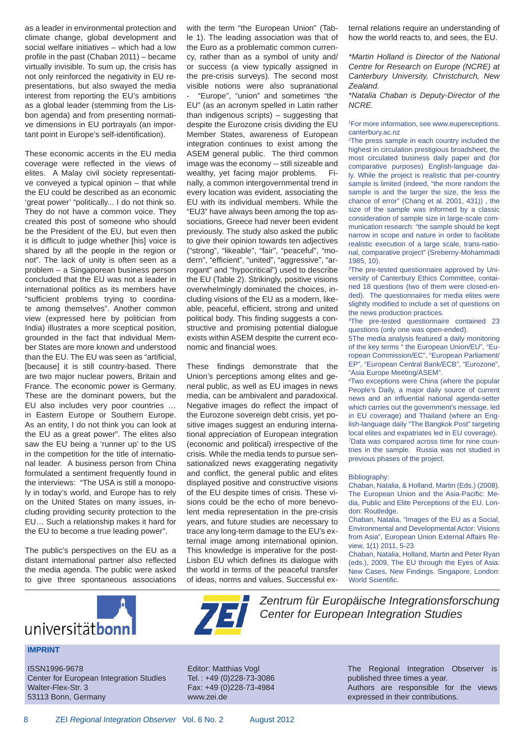as a leader in environmental protection and climate change, global development and social welfare initiatives – which had a low profile in the past (Chaban 2011) – became virtually invisible. To sum up, the crisis has not only reinforced the negativity in EU representations, but also swayed the media interest from reporting the EU's ambitions as a global leader (stemming from the Lisbon agenda) and from presenting normative dimensions in EU portrayals (an important point in Europe's self-identification).

These economic accents in the EU media coverage were reflected in the views of elites. A Malay civil society representative conveyed a typical opinion – that while the EU could be described as an economic 'great power' "politically... I do not think so. They do not have a common voice. They created this post of someone who should be the President of the EU, but even then it is difficult to judge whether [his] voice is shared by all the people in the region or not". The lack of unity is often seen as a problem – a Singaporean business person concluded that the EU was not a leader in international politics as its members have "sufficient problems trying to coordinate among themselves". Another common view (expressed here by politician from India) illustrates a more sceptical position, grounded in the fact that individual Member States are more known and understood than the EU. The EU was seen as "artificial, [because] it is still country-based. There are two major nuclear powers, Britain and France. The economic power is Germany. These are the dominant powers, but the EU also includes very poor countries … in Eastern Europe or Southern Europe. As an entity, I do not think you can look at the EU as a great power". The elites also saw the EU being a 'runner up' to the US in the competition for the title of international leader. A business person from China formulated a sentiment frequently found in the interviews: "The USA is still a monopoly in today's world, and Europe has to rely on the United States on many issues, including providing security protection to the EU… Such a relationship makes it hard for the EU to become a true leading power".

The public's perspectives on the EU as a distant international partner also reflected the media agenda. The public were asked to give three spontaneous associations with the term "the European Union" (Table 1). The leading association was that of the Euro as a problematic common currency, rather than as a symbol of unity and/or success (a view typically assigned in the pre-crisis surveys). The second most visible notions were also supranational - "Europe", "union" and sometimes "the EU" (as an acronym spelled in Latin rather than indigenous scripts) – suggesting that despite the Eurozone crisis dividing the EU Member States, awareness of European integration continues to exist among the ASEM general public. The third common image was the economy -- still sizeable and wealthy, yet facing major problems. Finally, a common intergovernmental trend in every location was evident, associating the EU with its individual members. While the "EU3" have always been among the top associations, Greece had never been evident previously. The study also asked the public to give their opinion towards ten adjectives ("strong", "likeable", "fair", "peaceful", "modern", "efficient", "united", "aggressive", "arrogant" and "hypocritical") used to describe the EU (Table 2). Strikingly, positive visions overwhelmingly dominated the choices, including visions of the EU as a modern, likeable, peaceful, efficient, strong and united political body. This finding suggests a constructive and promising potential dialogue exists within ASEM despite the current economic and financial woes.

These findings demonstrate that the Union's perceptions among elites and general public, as well as EU images in news media, can be ambivalent and paradoxical. Negative images do reflect the impact of the Eurozone sovereign debt crisis, yet positive images suggest an enduring international appreciation of European integration (economic and political) irrespective of the crisis. While the media tends to pursue sensationalized news exaggerating negativity and conflict, the general public and elites displayed positive and constructive visions of the EU despite times of crisis. These visions could be the echo of more benevolent media representation in the pre-crisis years, and future studies are necessary to trace any long-term damage to the EU's external image among international opinion. This knowledge is imperative for the post-Lisbon EU which defines its dialogue with the world in terms of the peaceful transfer of ideas, norms and values. Successful external relations require an understanding of how the world reacts to, and sees, the EU.

*\*Martin Holland is Director of the National Centre for Research on Europe (NCRE) at Canterbury University, Christchurch, New Zealand.*

*\*Natalia Chaban is Deputy-Director of the NCRE.*

[1]For more information, see www.eupereceptions.canterbury.ac.nz

[2]The press sample in each country included the highest in circulation prestigious broadsheet, the most circulated business daily paper and (for comparative purposes) English-language daily. While the project is realistic that per-country sample is limited (indeed, "the more random the sample is and the larger the size, the less the chance of error" (Chang et al. 2001, 431)) , the size of the sample was informed by a classic consideration of sample size in large-scale communication research: "the sample should be kept narrow in scope and nature in order to facilitate realistic execution of a large scale, trans-national, comparative project" (Sreberny-Mohammadi 1985, 10).

[3]The pre-tested questionnaire approved by University of Canterbury Ethics Committee, contained 18 questions (two of them were closed-ended). The questionnaires for media elites were slightly modified to include a set of questions on the news production practices.

[4]The pre-tested questionnaire contained 23 questions (only one was open-ended).

5The media analysis featured a daily monitoring of the key terms " the European Union/EU", "European Commission/EC", "European Parliament/EP", "European Central Bank/ECB", "Eurozone", "Asia Europe Meeting/ASEM".

[6]Two exceptions were China (where the popular People's Daily, a major daily source of current news and an influential national agenda-setter which carries out the government's message, led in EU coverage) and Thailand (where an English-language daily "The Bangkok Post" targeting local elites and expatriates led in EU coverage).

[7]Data was compared across time for nine countries in the sample. Russia was not studied in previous phases of the project.

Bibliography:

Chaban, Natalia, & Holland, Martin (Eds.) (2008). The European Union and the Asia-Pacific: Media, Public and Elite Perceptions of the EU. London: Routledge.

Chaban, Natalia, "Images of the EU as a Social, Environmental and Developmental Actor: Visions from Asia", European Union External Affairs Review, 1(1) 2011, 5-23

Chaban, Natalia, Holland, Martin and Peter Ryan (eds.), 2009, The EU through the Eyes of Asia: New Cases, New Findings. Singapore, London: World Scientific.

universitätbonn

ZEI *Zentrum für Europäische Integrationsforschung*
*Center for European Integration Studies*

**IMPRINT**

ISSN1996-9678
Center for European Integration Studies
Walter-Flex-Str. 3
53113 Bonn, Germany

Editor: Matthias Vogl
Tel.: +49 (0)228-73-3086
Fax: +49 (0)228-73-4984
www.zei.de

The Regional Integration Observer is published three times a year.
Authors are responsible for the views expressed in their contributions.